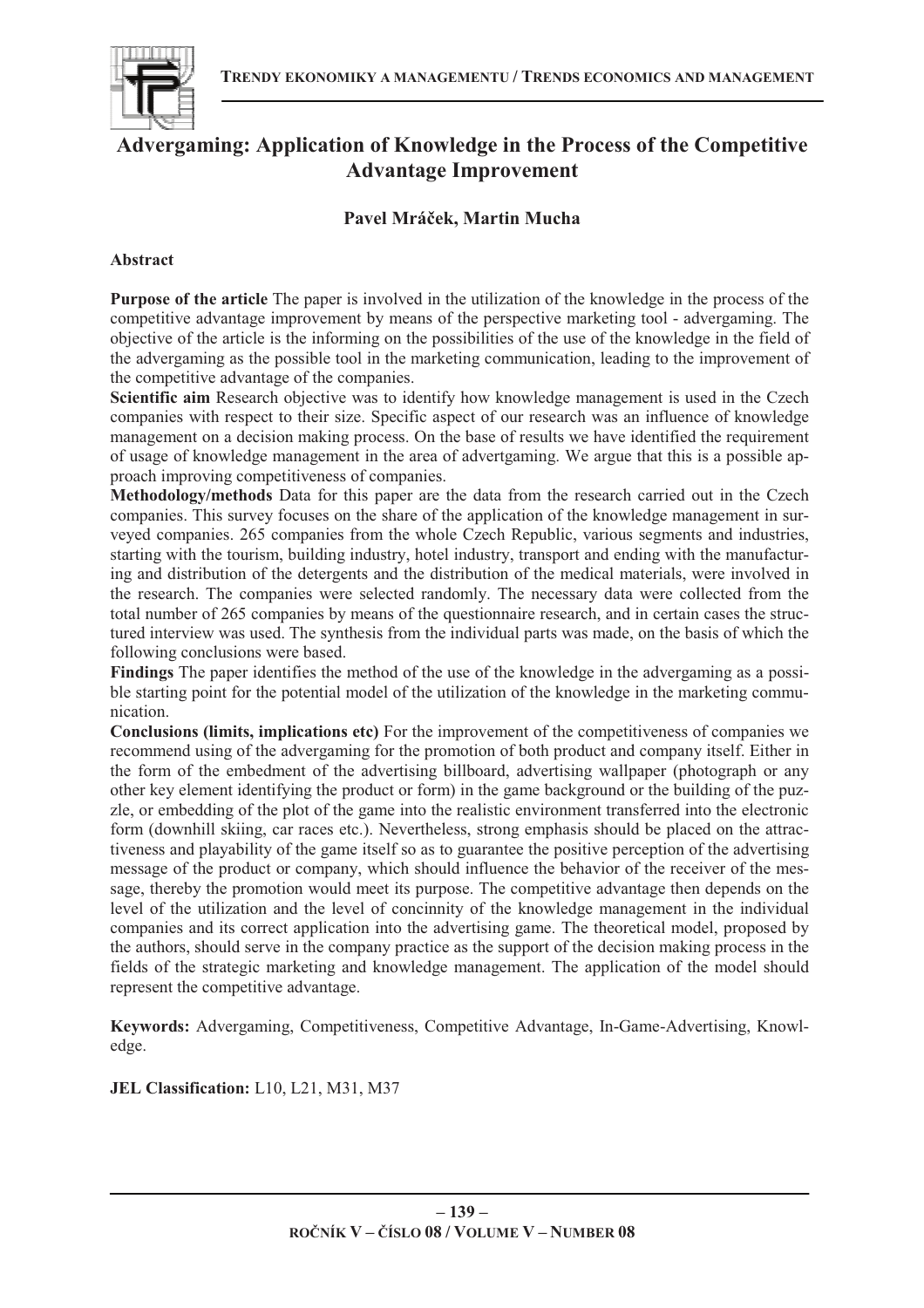# Advergaming: Application of Knowledge in the Process of the Competitive Advantage Improvement

**Pavel Mráček, Martin Mucha**

## Abstract

**Purpose of the article** The paper is involved in the utilization of the knowledge in the process of the competitive advantage improvement by means of the perspective marketing tool - advergaming. The objective of the article is the informing on the possibilities of the use of the knowledge in the field of the advergaming as the possible tool in the marketing communication, leading to the improvement of the competitive advantage of the companies.

**Scientific aim** Research objective was to identify how knowledge management is used in the Czech companies with respect to their size. Specific aspect of our research was an influence of knowledge management on a decision making process. On the base of results we have identified the requirement of usage of knowledge management in the area of advertgaming. We argue that this is a possible approach improving competitiveness of companies.

**Methodology/methods** Data for this paper are the data from the research carried out in the Czech companies. This survey focuses on the share of the application of the knowledge management in surveyed companies. 265 companies from the whole Czech Republic, various segments and industries, starting with the tourism, building industry, hotel industry, transport and ending with the manufacturing and distribution of the detergents and the distribution of the medical materials, were involved in the research. The companies were selected randomly. The necessary data were collected from the total number of 265 companies by means of the questionnaire research, and in certain cases the structured interview was used. The synthesis from the individual parts was made, on the basis of which the following conclusions were based.

**Findings** The paper identifies the method of the use of the knowledge in the advergaming as a possible starting point for the potential model of the utilization of the knowledge in the marketing communication.

**Conclusions (limits, implications etc)** For the improvement of the competitiveness of companies we recommend using of the advergaming for the promotion of both product and company itself. Either in the form of the embedment of the advertising billboard, advertising wallpaper (photograph or any other key element identifying the product or form) in the game background or the building of the puzzle, or embedding of the plot of the game into the realistic environment transferred into the electronic form (downhill skiing, car races etc.). Nevertheless, strong emphasis should be placed on the attractiveness and playability of the game itself so as to guarantee the positive perception of the advertising message of the product or company, which should influence the behavior of the receiver of the message, thereby the promotion would meet its purpose. The competitive advantage then depends on the level of the utilization and the level of concinnity of the knowledge management in the individual companies and its correct application into the advertising game. The theoretical model, proposed by the authors, should serve in the company practice as the support of the decision making process in the fields of the strategic marketing and knowledge management. The application of the model should represent the competitive advantage.

**Keywords:** Advergaming, Competitiveness, Competitive Advantage, In-Game-Advertising, Knowledge.

**JEL Classification:** L10, L21, M31, M37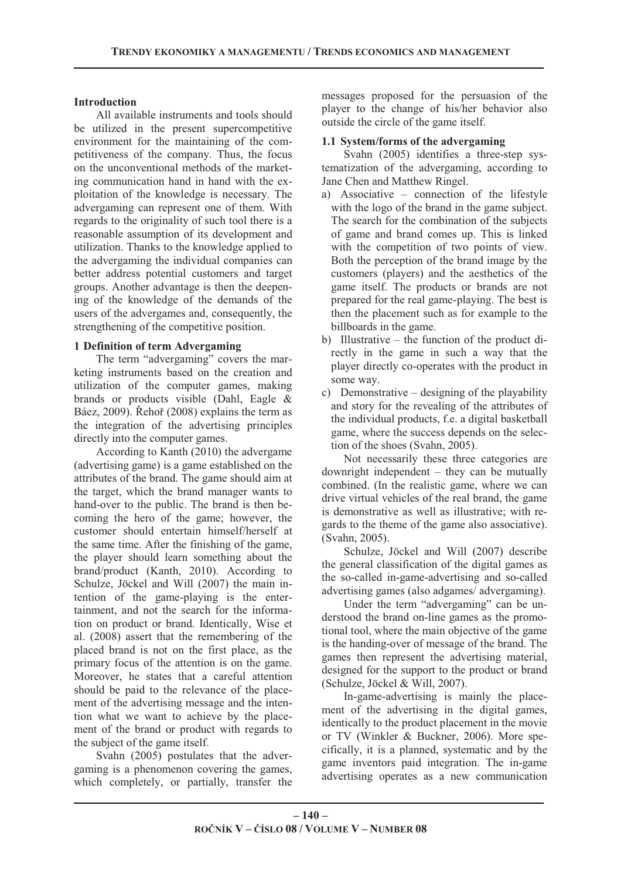## Introduction

All available instruments and tools should be utilized in the present supercompetitive environment for the maintaining of the competitiveness of the company. Thus, the focus on the unconventional methods of the marketing communication hand in hand with the exploitation of the knowledge is necessary. The advergaming can represent one of them. With regards to the originality of such tool there is a reasonable assumption of its development and utilization. Thanks to the knowledge applied to the advergaming the individual companies can better address potential customers and target groups. Another advantage is then the deepening of the knowledge of the demands of the users of the advergames and, consequently, the strengthening of the competitive position.

## 1 Definition of term Advergaming

The term "advergaming" covers the marketing instruments based on the creation and utilization of the computer games, making brands or products visible (Dahl, Eagle & Báez, 2009). Řehoř (2008) explains the term as the integration of the advertising principles directly into the computer games.

According to Kanth (2010) the advergame (advertising game) is a game established on the attributes of the brand. The game should aim at the target, which the brand manager wants to hand-over to the public. The brand is then becoming the hero of the game; however, the customer should entertain himself/herself at the same time. After the finishing of the game, the player should learn something about the brand/product (Kanth, 2010). According to Schulze, Jöckel and Will (2007) the main intention of the game-playing is the entertainment, and not the search for the information on product or brand. Identically, Wise et al. (2008) assert that the remembering of the placed brand is not on the first place, as the primary focus of the attention is on the game. Moreover, he states that a careful attention should be paid to the relevance of the placement of the advertising message and the intention what we want to achieve by the placement of the brand or product with regards to the subject of the game itself.

Svahn (2005) postulates that the advergaming is a phenomenon covering the games, which completely, or partially, transfer the messages proposed for the persuasion of the player to the change of his/her behavior also outside the circle of the game itself.

### 1.1 System/forms of the advergaming

Svahn (2005) identifies a three-step systematization of the advergaming, according to Jane Chen and Matthew Ringel.

a) Associative – connection of the lifestyle with the logo of the brand in the game subject. The search for the combination of the subjects of game and brand comes up. This is linked with the competition of two points of view. Both the perception of the brand image by the customers (players) and the aesthetics of the game itself. The products or brands are not prepared for the real game-playing. The best is then the placement such as for example to the billboards in the game.

b) Illustrative – the function of the product directly in the game in such a way that the player directly co-operates with the product in some way.

c) Demonstrative – designing of the playability and story for the revealing of the attributes of the individual products, f.e. a digital basketball game, where the success depends on the selection of the shoes (Svahn, 2005).

Not necessarily these three categories are downright independent – they can be mutually combined. (In the realistic game, where we can drive virtual vehicles of the real brand, the game is demonstrative as well as illustrative; with regards to the theme of the game also associative). (Svahn, 2005).

Schulze, Jöckel and Will (2007) describe the general classification of the digital games as the so-called in-game-advertising and so-called advertising games (also adgames/ advergaming).

Under the term "advergaming" can be understood the brand on-line games as the promotional tool, where the main objective of the game is the handing-over of message of the brand. The games then represent the advertising material, designed for the support to the product or brand (Schulze, Jöckel & Will, 2007).

In-game-advertising is mainly the placement of the advertising in the digital games, identically to the product placement in the movie or TV (Winkler & Buckner, 2006). More specifically, it is a planned, systematic and by the game inventors paid integration. The in-game advertising operates as a new communication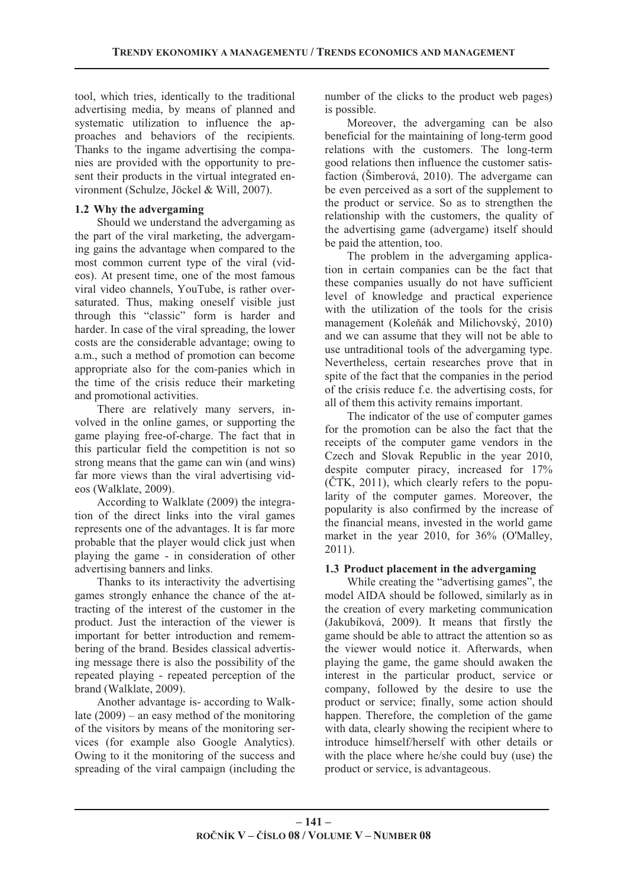tool, which tries, identically to the traditional advertising media, by means of planned and systematic utilization to influence the approaches and behaviors of the recipients. Thanks to the ingame advertising the companies are provided with the opportunity to present their products in the virtual integrated environment (Schulze, Jöckel & Will, 2007).

### 1.2 Why the advergaming

Should we understand the advergaming as the part of the viral marketing, the advergaming gains the advantage when compared to the most common current type of the viral (videos). At present time, one of the most famous viral video channels, YouTube, is rather oversaturated. Thus, making oneself visible just through this "classic" form is harder and harder. In case of the viral spreading, the lower costs are the considerable advantage; owing to a.m., such a method of promotion can become appropriate also for the com-panies which in the time of the crisis reduce their marketing and promotional activities.

There are relatively many servers, involved in the online games, or supporting the game playing free-of-charge. The fact that in this particular field the competition is not so strong means that the game can win (and wins) far more views than the viral advertising videos (Walklate, 2009).

According to Walklate (2009) the integration of the direct links into the viral games represents one of the advantages. It is far more probable that the player would click just when playing the game - in consideration of other advertising banners and links.

Thanks to its interactivity the advertising games strongly enhance the chance of the attracting of the interest of the customer in the product. Just the interaction of the viewer is important for better introduction and remembering of the brand. Besides classical advertising message there is also the possibility of the repeated playing - repeated perception of the brand (Walklate, 2009).

Another advantage is- according to Walklate (2009) – an easy method of the monitoring of the visitors by means of the monitoring services (for example also Google Analytics). Owing to it the monitoring of the success and spreading of the viral campaign (including the number of the clicks to the product web pages) is possible.

Moreover, the advergaming can be also beneficial for the maintaining of long-term good relations with the customers. The long-term good relations then influence the customer satisfaction (Šimberová, 2010). The advergame can be even perceived as a sort of the supplement to the product or service. So as to strengthen the relationship with the customers, the quality of the advertising game (advergame) itself should be paid the attention, too.

The problem in the advergaming application in certain companies can be the fact that these companies usually do not have sufficient level of knowledge and practical experience with the utilization of the tools for the crisis management (Koleňák and Milichovský, 2010) and we can assume that they will not be able to use untraditional tools of the advergaming type. Nevertheless, certain researches prove that in spite of the fact that the companies in the period of the crisis reduce f.e. the advertising costs, for all of them this activity remains important.

The indicator of the use of computer games for the promotion can be also the fact that the receipts of the computer game vendors in the Czech and Slovak Republic in the year 2010, despite computer piracy, increased for 17% (ČTK, 2011), which clearly refers to the popularity of the computer games. Moreover, the popularity is also confirmed by the increase of the financial means, invested in the world game market in the year 2010, for 36% (O'Malley, 2011).

### 1.3 Product placement in the advergaming

While creating the "advertising games", the model AIDA should be followed, similarly as in the creation of every marketing communication (Jakubíková, 2009). It means that firstly the game should be able to attract the attention so as the viewer would notice it. Afterwards, when playing the game, the game should awaken the interest in the particular product, service or company, followed by the desire to use the product or service; finally, some action should happen. Therefore, the completion of the game with data, clearly showing the recipient where to introduce himself/herself with other details or with the place where he/she could buy (use) the product or service, is advantageous.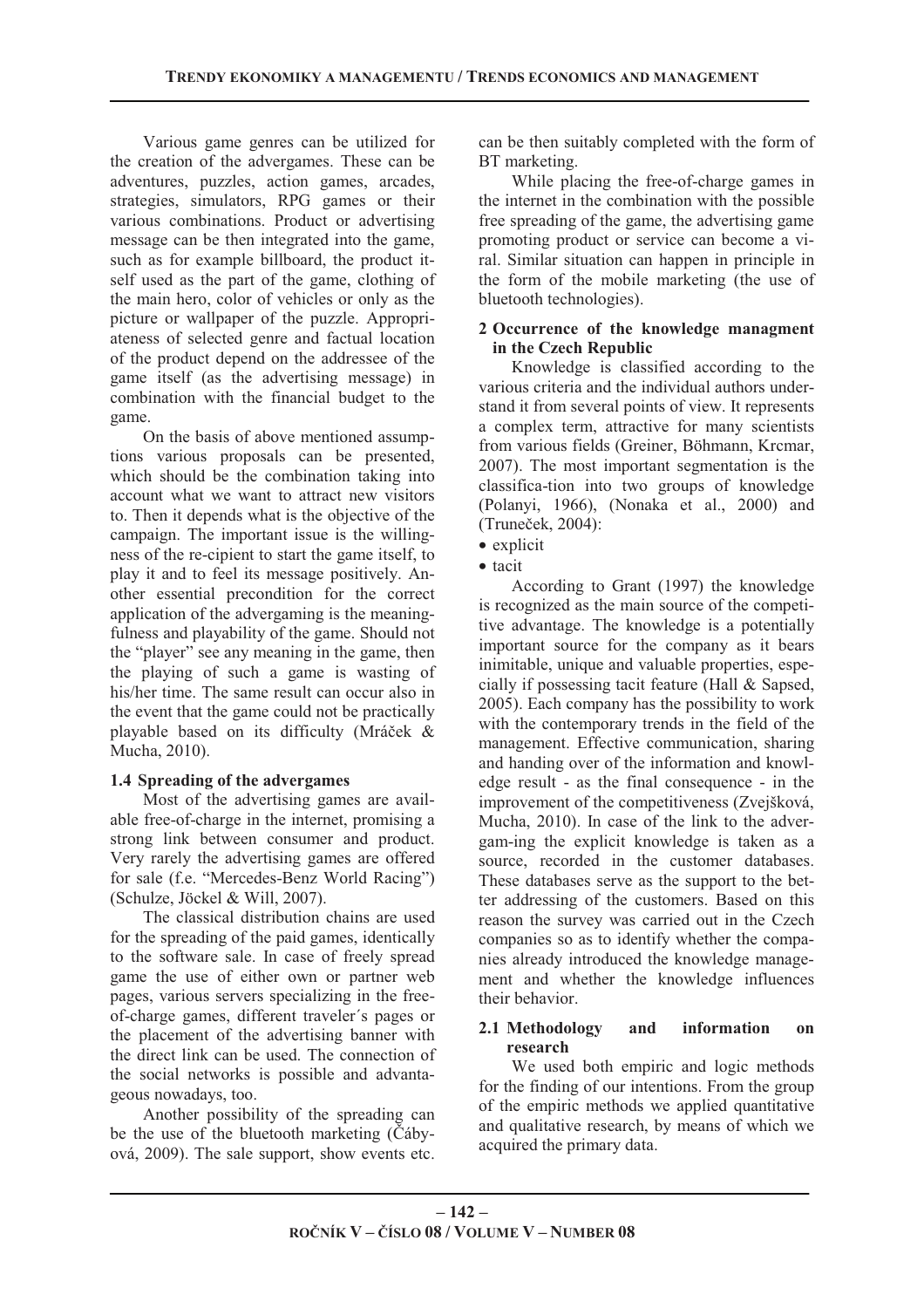Various game genres can be utilized for the creation of the advergames. These can be adventures, puzzles, action games, arcades, strategies, simulators, RPG games or their various combinations. Product or advertising message can be then integrated into the game, such as for example billboard, the product itself used as the part of the game, clothing of the main hero, color of vehicles or only as the picture or wallpaper of the puzzle. Appropriateness of selected genre and factual location of the product depend on the addressee of the game itself (as the advertising message) in combination with the financial budget to the game.

On the basis of above mentioned assumptions various proposals can be presented, which should be the combination taking into account what we want to attract new visitors to. Then it depends what is the objective of the campaign. The important issue is the willingness of the re-cipient to start the game itself, to play it and to feel its message positively. Another essential precondition for the correct application of the advergaming is the meaningfulness and playability of the game. Should not the "player" see any meaning in the game, then the playing of such a game is wasting of his/her time. The same result can occur also in the event that the game could not be practically playable based on its difficulty (Mráček & Mucha, 2010).

### 1.4 Spreading of the advergames

Most of the advertising games are available free-of-charge in the internet, promising a strong link between consumer and product. Very rarely the advertising games are offered for sale (f.e. "Mercedes-Benz World Racing") (Schulze, Jöckel & Will, 2007).

The classical distribution chains are used for the spreading of the paid games, identically to the software sale. In case of freely spread game the use of either own or partner web pages, various servers specializing in the free-of-charge games, different traveler´s pages or the placement of the advertising banner with the direct link can be used. The connection of the social networks is possible and advantageous nowadays, too.

Another possibility of the spreading can be the use of the bluetooth marketing (Čábyová, 2009). The sale support, show events etc. can be then suitably completed with the form of BT marketing.

While placing the free-of-charge games in the internet in the combination with the possible free spreading of the game, the advertising game promoting product or service can become a viral. Similar situation can happen in principle in the form of the mobile marketing (the use of bluetooth technologies).

## 2 Occurrence of the knowledge managment in the Czech Republic

Knowledge is classified according to the various criteria and the individual authors understand it from several points of view. It represents a complex term, attractive for many scientists from various fields (Greiner, Böhmann, Krcmar, 2007). The most important segmentation is the classifica-tion into two groups of knowledge (Polanyi, 1966), (Nonaka et al., 2000) and (Truneček, 2004):

- explicit
- tacit

According to Grant (1997) the knowledge is recognized as the main source of the competitive advantage. The knowledge is a potentially important source for the company as it bears inimitable, unique and valuable properties, especially if possessing tacit feature (Hall & Sapsed, 2005). Each company has the possibility to work with the contemporary trends in the field of the management. Effective communication, sharing and handing over of the information and knowledge result - as the final consequence - in the improvement of the competitiveness (Zvejšková, Mucha, 2010). In case of the link to the advergam-ing the explicit knowledge is taken as a source, recorded in the customer databases. These databases serve as the support to the better addressing of the customers. Based on this reason the survey was carried out in the Czech companies so as to identify whether the companies already introduced the knowledge management and whether the knowledge influences their behavior.

### 2.1 Methodology and information on research

We used both empiric and logic methods for the finding of our intentions. From the group of the empiric methods we applied quantitative and qualitative research, by means of which we acquired the primary data.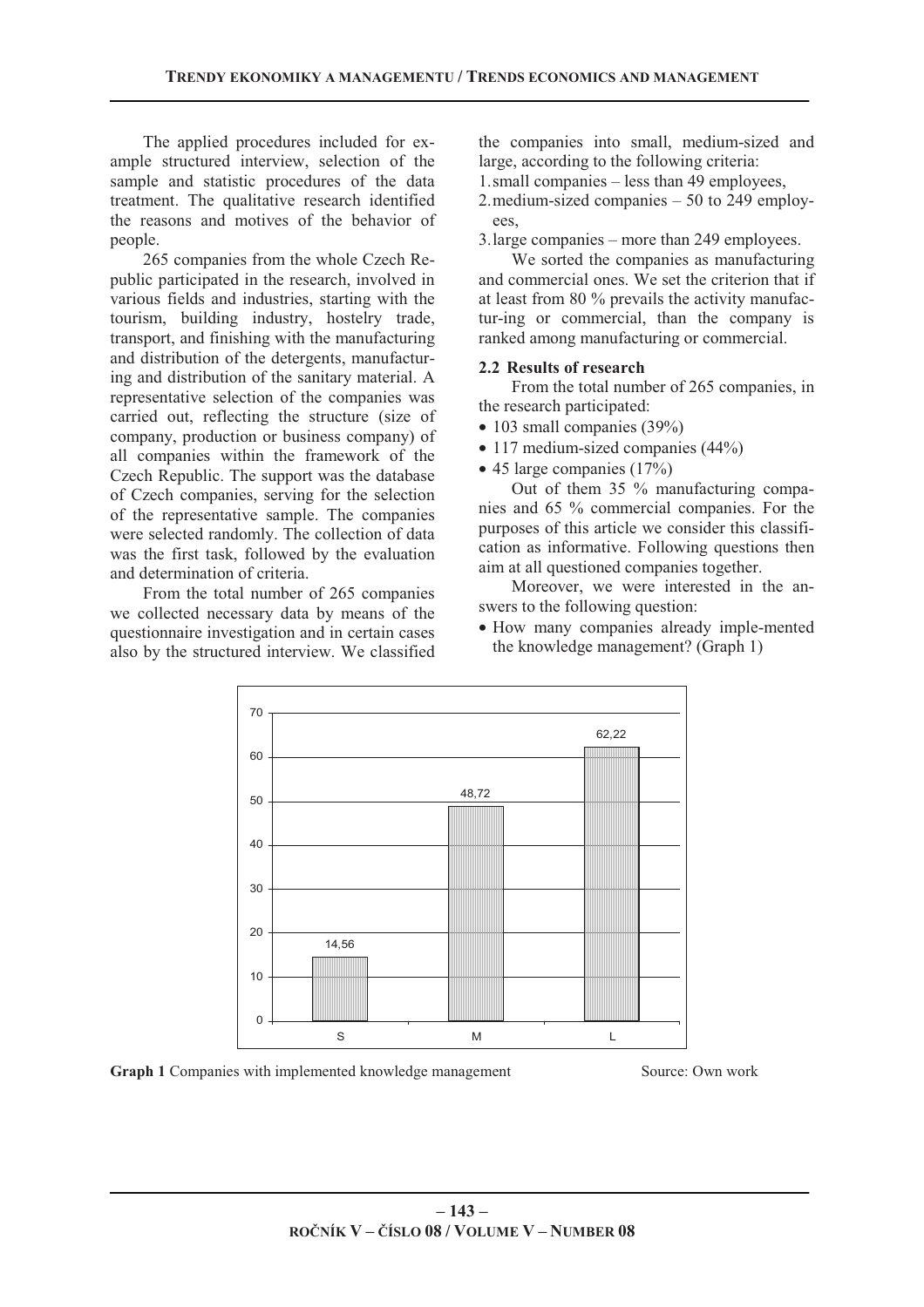The applied procedures included for example structured interview, selection of the sample and statistic procedures of the data treatment. The qualitative research identified the reasons and motives of the behavior of people.

265 companies from the whole Czech Republic participated in the research, involved in various fields and industries, starting with the tourism, building industry, hostelry trade, transport, and finishing with the manufacturing and distribution of the detergents, manufacturing and distribution of the sanitary material. A representative selection of the companies was carried out, reflecting the structure (size of company, production or business company) of all companies within the framework of the Czech Republic. The support was the database of Czech companies, serving for the selection of the representative sample. The companies were selected randomly. The collection of data was the first task, followed by the evaluation and determination of criteria.

From the total number of 265 companies we collected necessary data by means of the questionnaire investigation and in certain cases also by the structured interview. We classified the companies into small, medium-sized and large, according to the following criteria:

1. small companies – less than 49 employees,
2. medium-sized companies – 50 to 249 employees,
3. large companies – more than 249 employees.

We sorted the companies as manufacturing and commercial ones. We set the criterion that if at least from 80 % prevails the activity manufactur-ing or commercial, than the company is ranked among manufacturing or commercial.

## 2.2 Results of research

From the total number of 265 companies, in the research participated:

- 103 small companies (39%)
- 117 medium-sized companies (44%)
- 45 large companies (17%)

Out of them 35 % manufacturing companies and 65 % commercial companies. For the purposes of this article we consider this classification as informative. Following questions then aim at all questioned companies together.

Moreover, we were interested in the answers to the following question:

- How many companies already imple-mented the knowledge management? (Graph 1)

| | S | M | L |
|---|---|---|---|
| Companies with implemented knowledge management | 14,56 | 48,72 | 62,22 |

**Graph 1** Companies with implemented knowledge management Source: Own work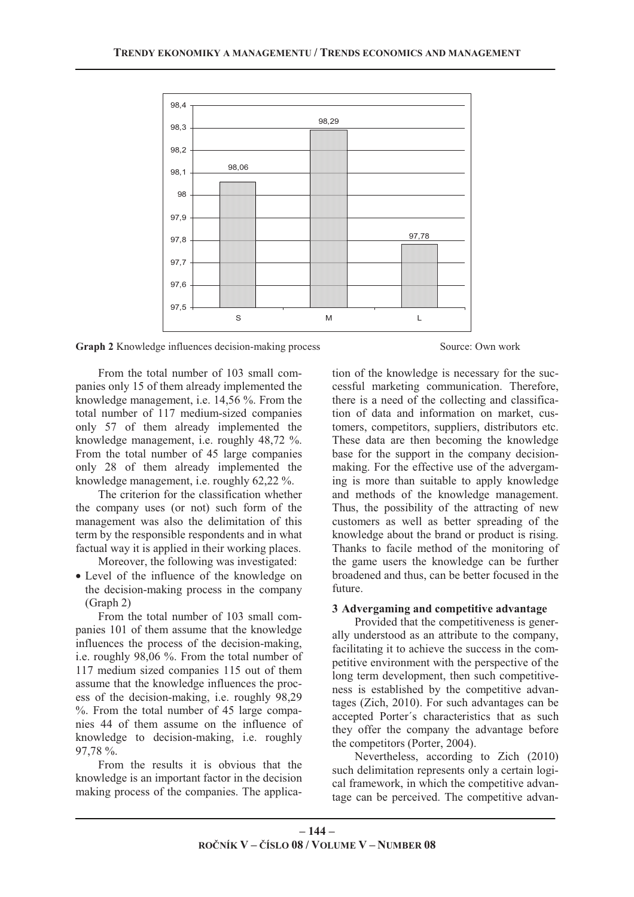**Graph 2** Knowledge influences decision-making process Source: Own work

From the total number of 103 small companies only 15 of them already implemented the knowledge management, i.e. 14,56 %. From the total number of 117 medium-sized companies only 57 of them already implemented the knowledge management, i.e. roughly 48,72 %. From the total number of 45 large companies only 28 of them already implemented the knowledge management, i.e. roughly 62,22 %.

The criterion for the classification whether the company uses (or not) such form of the management was also the delimitation of this term by the responsible respondents and in what factual way it is applied in their working places.

Moreover, the following was investigated:

- Level of the influence of the knowledge on the decision-making process in the company (Graph 2)

From the total number of 103 small companies 101 of them assume that the knowledge influences the process of the decision-making, i.e. roughly 98,06 %. From the total number of 117 medium sized companies 115 out of them assume that the knowledge influences the process of the decision-making, i.e. roughly 98,29 %. From the total number of 45 large companies 44 of them assume on the influence of knowledge to decision-making, i.e. roughly 97,78 %.

From the results it is obvious that the knowledge is an important factor in the decision making process of the companies. The application of the knowledge is necessary for the successful marketing communication. Therefore, there is a need of the collecting and classification of data and information on market, customers, competitors, suppliers, distributors etc. These data are then becoming the knowledge base for the support in the company decision-making. For the effective use of the advergaming is more than suitable to apply knowledge and methods of the knowledge management. Thus, the possibility of the attracting of new customers as well as better spreading of the knowledge about the brand or product is rising. Thanks to facile method of the monitoring of the game users the knowledge can be further broadened and thus, can be better focused in the future.

### 3 Advergaming and competitive advantage

Provided that the competitiveness is generally understood as an attribute to the company, facilitating it to achieve the success in the competitive environment with the perspective of the long term development, then such competitiveness is established by the competitive advantages (Zich, 2010). For such advantages can be accepted Porter´s characteristics that as such they offer the company the advantage before the competitors (Porter, 2004).

Nevertheless, according to Zich (2010) such delimitation represents only a certain logical framework, in which the competitive advantage can be perceived. The competitive advan-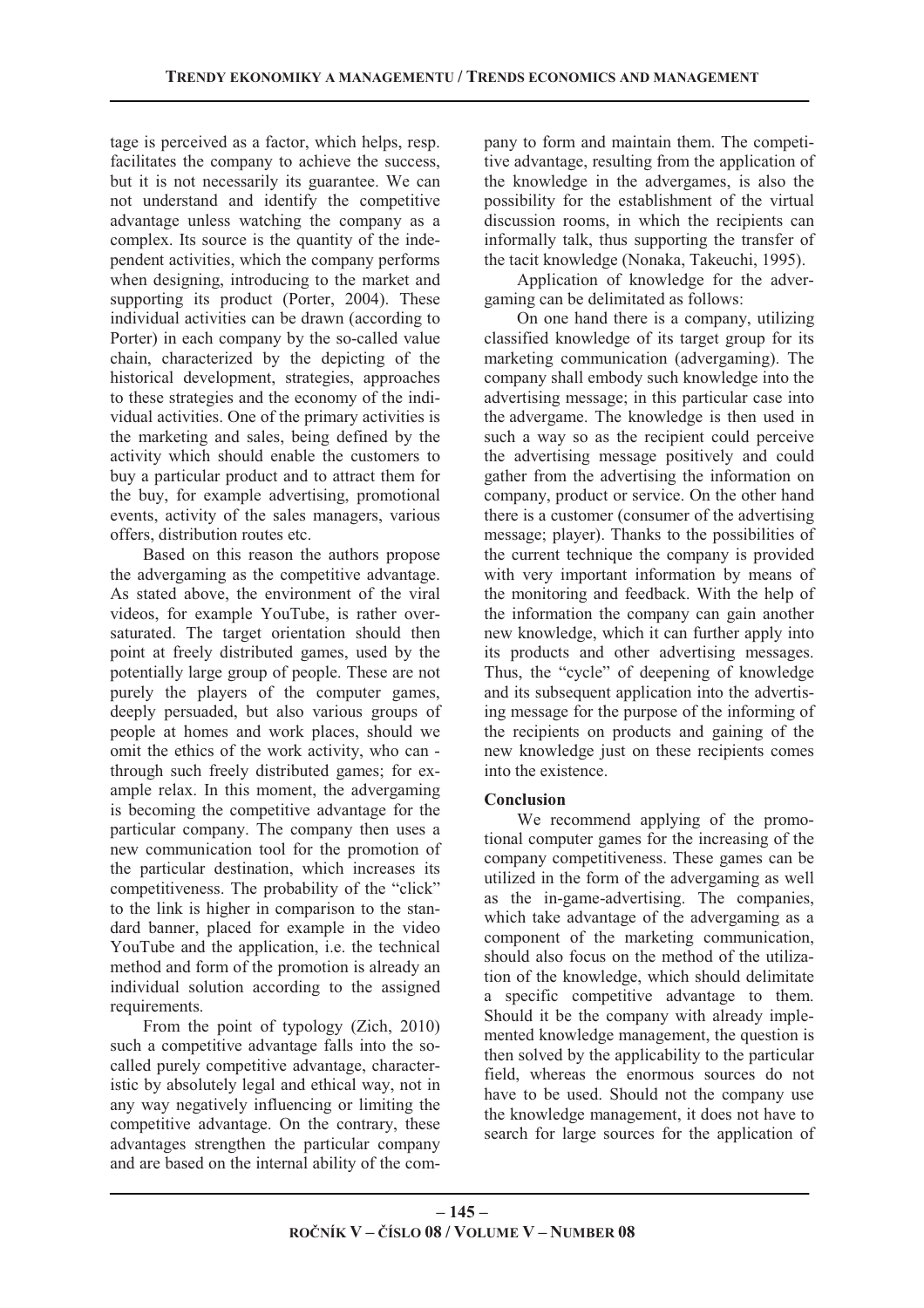tage is perceived as a factor, which helps, resp. facilitates the company to achieve the success, but it is not necessarily its guarantee. We can not understand and identify the competitive advantage unless watching the company as a complex. Its source is the quantity of the independent activities, which the company performs when designing, introducing to the market and supporting its product (Porter, 2004). These individual activities can be drawn (according to Porter) in each company by the so-called value chain, characterized by the depicting of the historical development, strategies, approaches to these strategies and the economy of the individual activities. One of the primary activities is the marketing and sales, being defined by the activity which should enable the customers to buy a particular product and to attract them for the buy, for example advertising, promotional events, activity of the sales managers, various offers, distribution routes etc.

Based on this reason the authors propose the advergaming as the competitive advantage. As stated above, the environment of the viral videos, for example YouTube, is rather oversaturated. The target orientation should then point at freely distributed games, used by the potentially large group of people. These are not purely the players of the computer games, deeply persuaded, but also various groups of people at homes and work places, should we omit the ethics of the work activity, who can - through such freely distributed games; for example relax. In this moment, the advergaming is becoming the competitive advantage for the particular company. The company then uses a new communication tool for the promotion of the particular destination, which increases its competitiveness. The probability of the "click" to the link is higher in comparison to the standard banner, placed for example in the video YouTube and the application, i.e. the technical method and form of the promotion is already an individual solution according to the assigned requirements.

From the point of typology (Zich, 2010) such a competitive advantage falls into the so-called purely competitive advantage, characteristic by absolutely legal and ethical way, not in any way negatively influencing or limiting the competitive advantage. On the contrary, these advantages strengthen the particular company and are based on the internal ability of the company to form and maintain them. The competitive advantage, resulting from the application of the knowledge in the advergames, is also the possibility for the establishment of the virtual discussion rooms, in which the recipients can informally talk, thus supporting the transfer of the tacit knowledge (Nonaka, Takeuchi, 1995).

Application of knowledge for the advergaming can be delimitated as follows:

On one hand there is a company, utilizing classified knowledge of its target group for its marketing communication (advergaming). The company shall embody such knowledge into the advertising message; in this particular case into the advergame. The knowledge is then used in such a way so as the recipient could perceive the advertising message positively and could gather from the advertising the information on company, product or service. On the other hand there is a customer (consumer of the advertising message; player). Thanks to the possibilities of the current technique the company is provided with very important information by means of the monitoring and feedback. With the help of the information the company can gain another new knowledge, which it can further apply into its products and other advertising messages. Thus, the "cycle" of deepening of knowledge and its subsequent application into the advertising message for the purpose of the informing of the recipients on products and gaining of the new knowledge just on these recipients comes into the existence.

## Conclusion

We recommend applying of the promotional computer games for the increasing of the company competitiveness. These games can be utilized in the form of the advergaming as well as the in-game-advertising. The companies, which take advantage of the advergaming as a component of the marketing communication, should also focus on the method of the utilization of the knowledge, which should delimitate a specific competitive advantage to them. Should it be the company with already implemented knowledge management, the question is then solved by the applicability to the particular field, whereas the enormous sources do not have to be used. Should not the company use the knowledge management, it does not have to search for large sources for the application of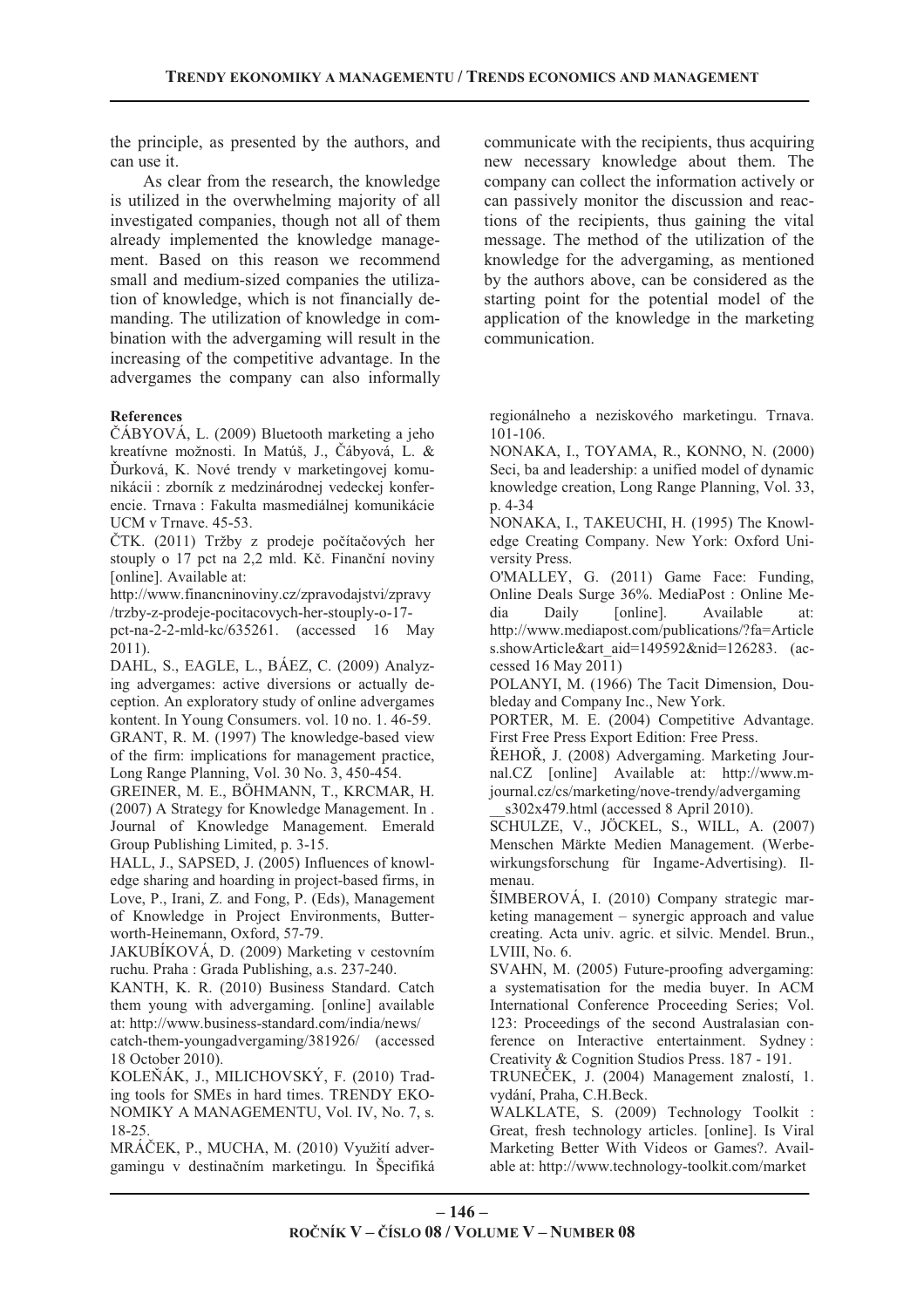the principle, as presented by the authors, and can use it.

As clear from the research, the knowledge is utilized in the overwhelming majority of all investigated companies, though not all of them already implemented the knowledge management. Based on this reason we recommend small and medium-sized companies the utilization of knowledge, which is not financially demanding. The utilization of knowledge in combination with the advergaming will result in the increasing of the competitive advantage. In the advergames the company can also informally communicate with the recipients, thus acquiring new necessary knowledge about them. The company can collect the information actively or can passively monitor the discussion and reactions of the recipients, thus gaining the vital message. The method of the utilization of the knowledge for the advergaming, as mentioned by the authors above, can be considered as the starting point for the potential model of the application of the knowledge in the marketing communication.

**References**

ČÁBYOVÁ, L. (2009) Bluetooth marketing a jeho kreatívne možnosti. In Matúš, J., Čábyová, L. & Ďurková, K. Nové trendy v marketingovej komunikácii : zborník z medzinárodnej vedeckej konferencie. Trnava : Fakulta masmediálnej komunikácie UCM v Trnave. 45-53.

ČTK. (2011) Tržby z prodeje počítačových her stouply o 17 pct na 2,2 mld. Kč. Finanční noviny [online]. Available at: http://www.financninoviny.cz/zpravodajstvi/zpravy/trzby-z-prodeje-pocitacovych-her-stouply-o-17-pct-na-2-2-mld-kc/635261. (accessed 16 May 2011).

DAHL, S., EAGLE, L., BÁEZ, C. (2009) Analyzing advergames: active diversions or actually deception. An exploratory study of online advergames kontent. In Young Consumers. vol. 10 no. 1. 46-59.

GRANT, R. M. (1997) The knowledge-based view of the firm: implications for management practice, Long Range Planning, Vol. 30 No. 3, 450-454.

GREINER, M. E., BÖHMANN, T., KRCMAR, H. (2007) A Strategy for Knowledge Management. In . Journal of Knowledge Management. Emerald Group Publishing Limited, p. 3-15.

HALL, J., SAPSED, J. (2005) Influences of knowledge sharing and hoarding in project-based firms, in Love, P., Irani, Z. and Fong, P. (Eds), Management of Knowledge in Project Environments, Butterworth-Heinemann, Oxford, 57-79.

JAKUBÍKOVÁ, D. (2009) Marketing v cestovním ruchu. Praha : Grada Publishing, a.s. 237-240.

KANTH, K. R. (2010) Business Standard. Catch them young with advergaming. [online] available at: http://www.business-standard.com/india/news/catch-them-youngadvergaming/381926/ (accessed 18 October 2010).

KOLEŇÁK, J., MILICHOVSKÝ, F. (2010) Trading tools for SMEs in hard times. TRENDY EKONOMIKY A MANAGEMENTU, Vol. IV, No. 7, s. 18-25.

MRÁČEK, P., MUCHA, M. (2010) Využití advergamingu v destinačním marketingu. In Špecifiká regionálneho a neziskového marketingu. Trnava. 101-106.

NONAKA, I., TOYAMA, R., KONNO, N. (2000) Seci, ba and leadership: a unified model of dynamic knowledge creation, Long Range Planning, Vol. 33, p. 4-34

NONAKA, I., TAKEUCHI, H. (1995) The Knowledge Creating Company. New York: Oxford University Press.

O'MALLEY, G. (2011) Game Face: Funding, Online Deals Surge 36%. MediaPost : Online Media Daily [online]. Available at: http://www.mediapost.com/publications/?fa=Articles.showArticle&art_aid=149592&nid=126283. (accessed 16 May 2011)

POLANYI, M. (1966) The Tacit Dimension, Doubleday and Company Inc., New York.

PORTER, M. E. (2004) Competitive Advantage. First Free Press Export Edition: Free Press.

ŘEHOŘ, J. (2008) Advergaming. Marketing Journal.CZ [online] Available at: http://www.m-journal.cz/cs/marketing/nove-trendy/advergaming__s302x479.html (accessed 8 April 2010).

SCHULZE, V., JÖCKEL, S., WILL, A. (2007) Menschen Märkte Medien Management. (Werbewirkungsforschung für Ingame-Advertising). Ilmenau.

ŠIMBEROVÁ, I. (2010) Company strategic marketing management – synergic approach and value creating. Acta univ. agric. et silvic. Mendel. Brun., LVIII, No. 6.

SVAHN, M. (2005) Future-proofing advergaming: a systematisation for the media buyer. In ACM International Conference Proceeding Series; Vol. 123: Proceedings of the second Australasian conference on Interactive entertainment. Sydney : Creativity & Cognition Studios Press. 187 - 191.

TRUNEČEK, J. (2004) Management znalostí, 1. vydání, Praha, C.H.Beck.

WALKLATE, S. (2009) Technology Toolkit : Great, fresh technology articles. [online]. Is Viral Marketing Better With Videos or Games?. Available at: http://www.technology-toolkit.com/market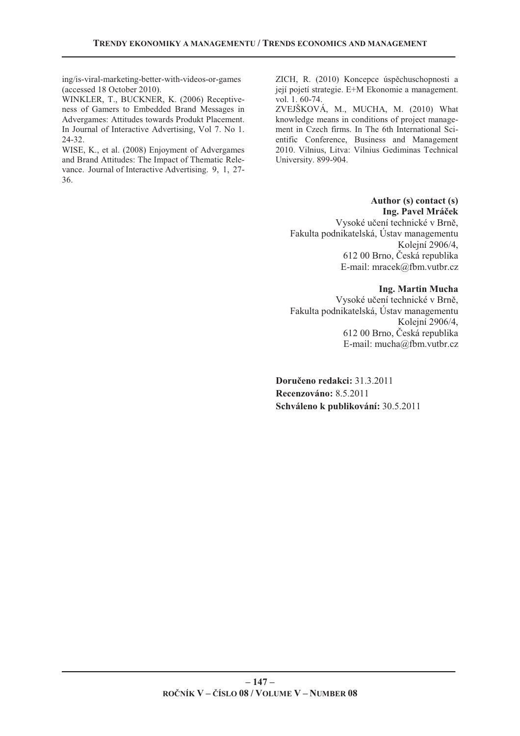ing/is-viral-marketing-better-with-videos-or-games (accessed 18 October 2010).

WINKLER, T., BUCKNER, K. (2006) Receptiveness of Gamers to Embedded Brand Messages in Advergames: Attitudes towards Produkt Placement. In Journal of Interactive Advertising, Vol 7. No 1. 24-32.

WISE, K., et al. (2008) Enjoyment of Advergames and Brand Attitudes: The Impact of Thematic Relevance. Journal of Interactive Advertising. 9, 1, 27-36.

ZICH, R. (2010) Koncepce úspěchuschopnosti a její pojetí strategie. E+M Ekonomie a management. vol. 1. 60-74.

ZVEJŠKOVÁ, M., MUCHA, M. (2010) What knowledge means in conditions of project management in Czech firms. In The 6th International Scientific Conference, Business and Management 2010. Vilnius, Litva: Vilnius Gediminas Technical University. 899-904.

**Author (s) contact (s)**
**Ing. Pavel Mráček**
Vysoké učení technické v Brně,
Fakulta podnikatelská, Ústav managementu
Kolejní 2906/4,
612 00 Brno, Česká republika
E-mail: mracek@fbm.vutbr.cz

**Ing. Martin Mucha**
Vysoké učení technické v Brně,
Fakulta podnikatelská, Ústav managementu
Kolejní 2906/4,
612 00 Brno, Česká republika
E-mail: mucha@fbm.vutbr.cz

**Doručeno redakci:** 31.3.2011
**Recenzováno:** 8.5.2011
**Schváleno k publikování:** 30.5.2011